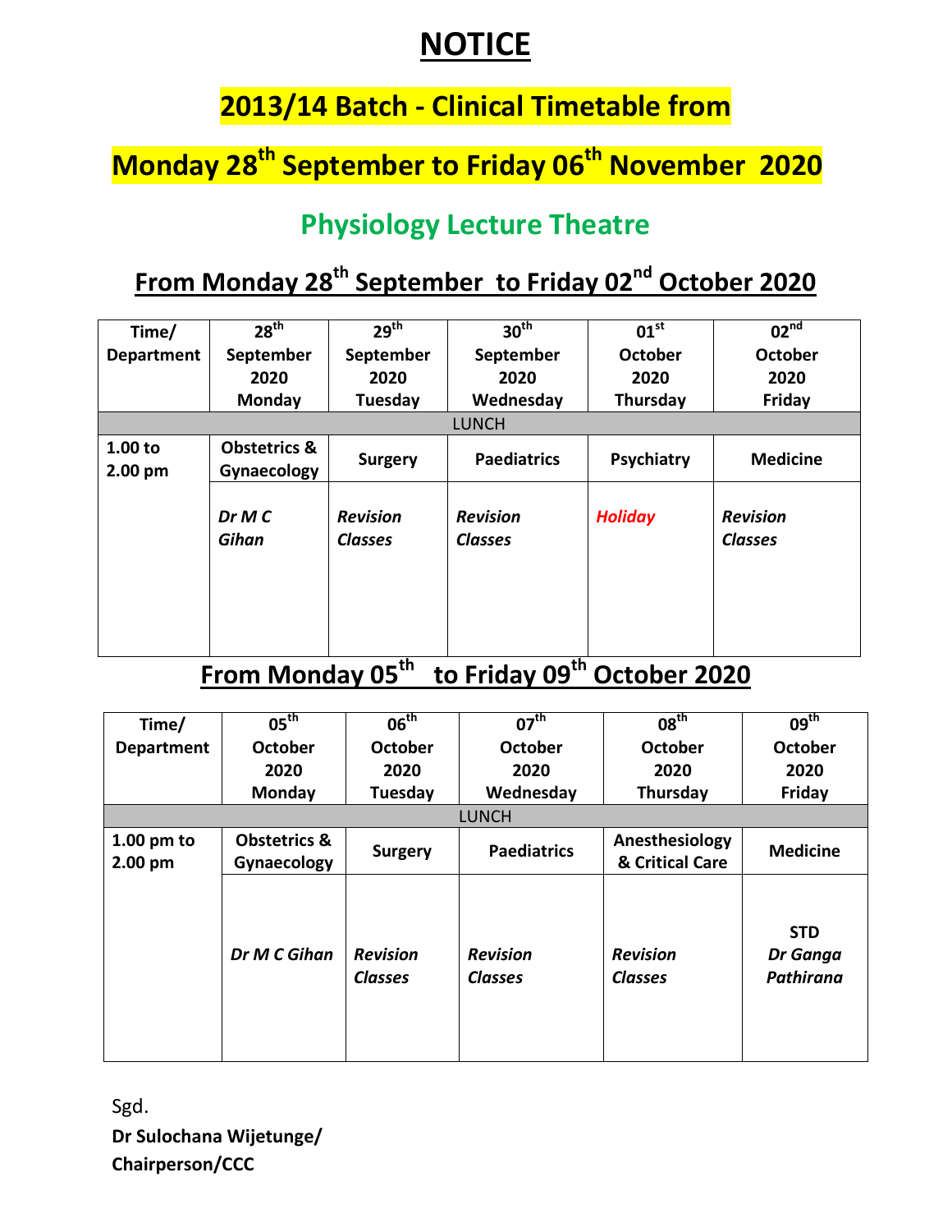# NOTICE

## 2013/14 Batch - Clinical Timetable from

## Monday 28th September to Friday 06th November 2020

## Physiology Lecture Theatre

### From Monday 28th September to Friday 02nd October 2020

| Time/ Department | 28th September 2020 Monday | 29th September 2020 Tuesday | 30th September 2020 Wednesday | 01st October 2020 Thursday | 02nd October 2020 Friday |
|---|---|---|---|---|---|
| LUNCH | | | | | |
| 1.00 to 2.00 pm | **Obstetrics & Gynaecology** | **Surgery** | **Paediatrics** | **Psychiatry** | **Medicine** |
| | *Dr M C Gihan* | *Revision Classes* | *Revision Classes* | *Holiday* | *Revision Classes* |

### From Monday 05th to Friday 09th October 2020

| Time/ Department | 05th October 2020 Monday | 06th October 2020 Tuesday | 07th October 2020 Wednesday | 08th October 2020 Thursday | 09th October 2020 Friday |
|---|---|---|---|---|---|
| LUNCH | | | | | |
| 1.00 pm to 2.00 pm | **Obstetrics & Gynaecology** | **Surgery** | **Paediatrics** | **Anesthesiology & Critical Care** | **Medicine** |
| | *Dr M C Gihan* | *Revision Classes* | *Revision Classes* | *Revision Classes* | **STD** *Dr Ganga Pathirana* |

Sgd.

**Dr Sulochana Wijetunge/**

**Chairperson/CCC**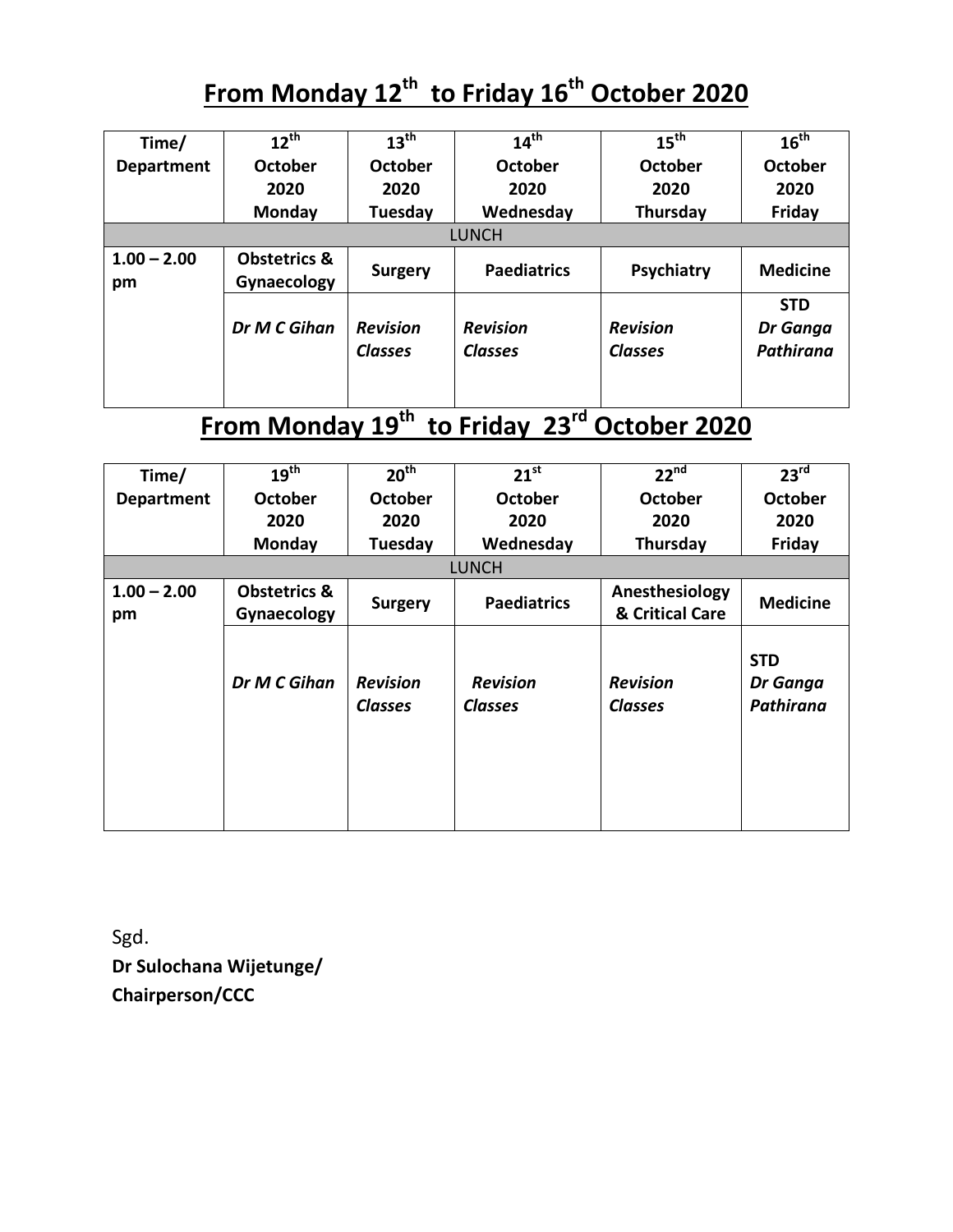## From Monday 12th to Friday 16th October 2020

| Time/ Department | 12th October 2020 Monday | 13th October 2020 Tuesday | 14th October 2020 Wednesday | 15th October 2020 Thursday | 16th October 2020 Friday |
|---|---|---|---|---|---|
| LUNCH | | | | | |
| 1.00 – 2.00 pm | **Obstetrics & Gynaecology** | **Surgery** | **Paediatrics** | **Psychiatry** | **Medicine** |
| | ***Dr M C Gihan*** | ***Revision Classes*** | ***Revision Classes*** | ***Revision Classes*** | **STD** ***Dr Ganga Pathirana*** |

## From Monday 19th to Friday 23rd October 2020

| Time/ Department | 19th October 2020 Monday | 20th October 2020 Tuesday | 21st October 2020 Wednesday | 22nd October 2020 Thursday | 23rd October 2020 Friday |
|---|---|---|---|---|---|
| LUNCH | | | | | |
| 1.00 – 2.00 pm | **Obstetrics & Gynaecology** | **Surgery** | **Paediatrics** | **Anesthesiology & Critical Care** | **Medicine** |
| | ***Dr M C Gihan*** | ***Revision Classes*** | ***Revision Classes*** | ***Revision Classes*** | **STD** ***Dr Ganga Pathirana*** |

Sgd.

**Dr Sulochana Wijetunge/**

**Chairperson/CCC**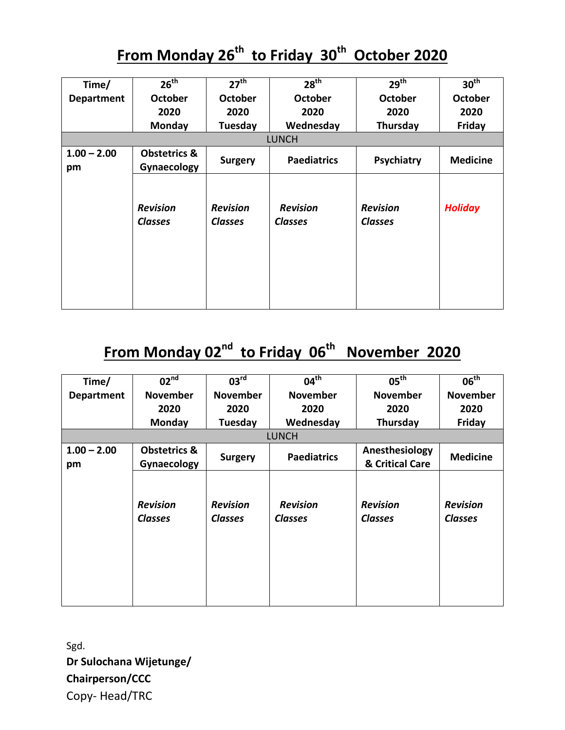## From Monday 26th to Friday 30th October 2020

| Time/ Department | 26th October 2020 Monday | 27th October 2020 Tuesday | 28th October 2020 Wednesday | 29th October 2020 Thursday | 30th October 2020 Friday |
|---|---|---|---|---|---|
| LUNCH | | | | | |
| 1.00 – 2.00 pm | **Obstetrics & Gynaecology** | **Surgery** | **Paediatrics** | **Psychiatry** | **Medicine** |
| | ***Revision Classes*** | ***Revision Classes*** | ***Revision Classes*** | ***Revision Classes*** | ***Holiday*** |

## From Monday 02nd to Friday 06th November 2020

| Time/ Department | 02nd November 2020 Monday | 03rd November 2020 Tuesday | 04th November 2020 Wednesday | 05th November 2020 Thursday | 06th November 2020 Friday |
|---|---|---|---|---|---|
| LUNCH | | | | | |
| 1.00 – 2.00 pm | **Obstetrics & Gynaecology** | **Surgery** | **Paediatrics** | **Anesthesiology & Critical Care** | **Medicine** |
| | ***Revision Classes*** | ***Revision Classes*** | ***Revision Classes*** | ***Revision Classes*** | ***Revision Classes*** |

Sgd.

**Dr Sulochana Wijetunge/**

**Chairperson/CCC**

Copy- Head/TRC